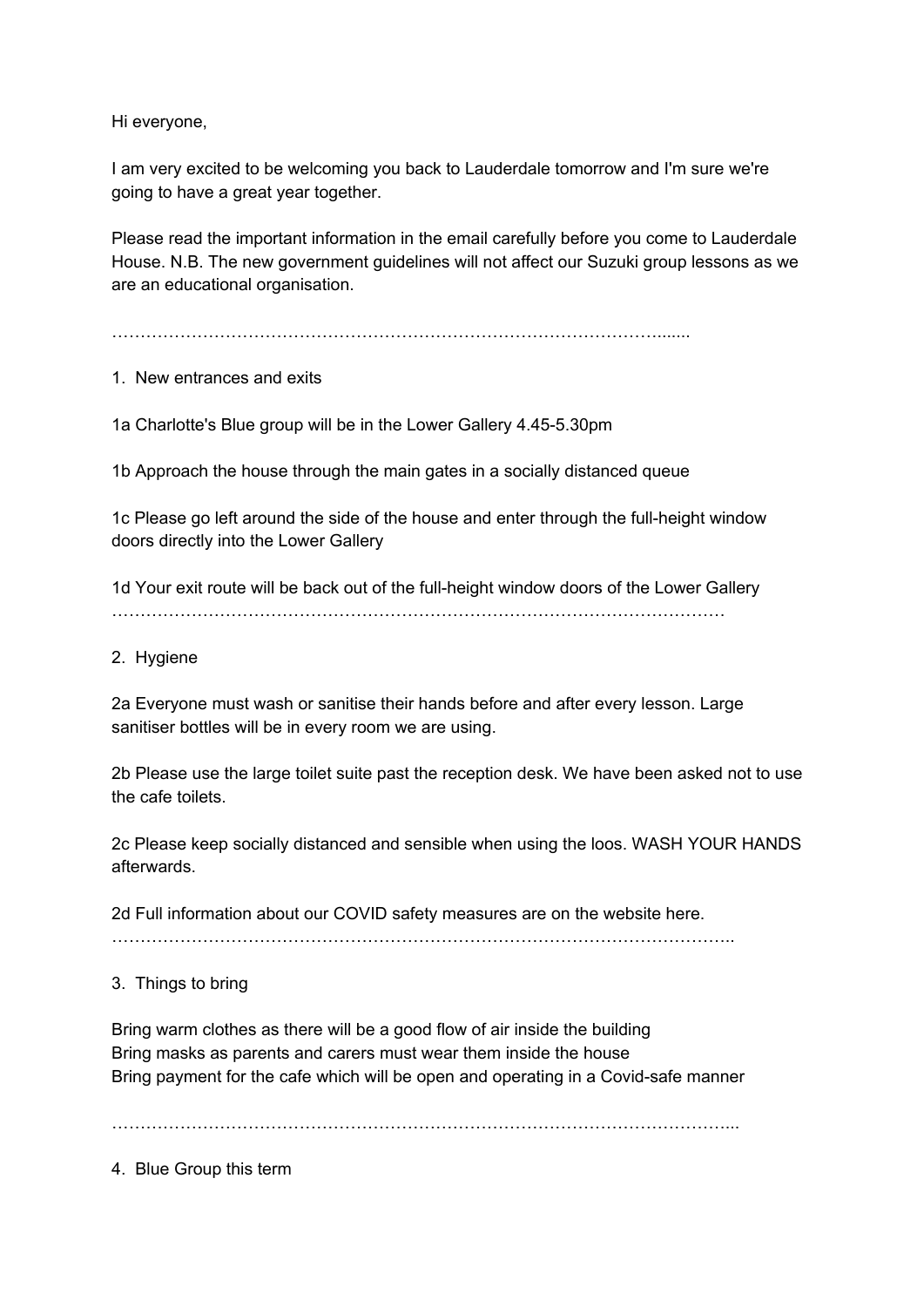Hi everyone,

I am very excited to be welcoming you back to Lauderdale tomorrow and I'm sure we're going to have a great year together.

Please read the important information in the email carefully before you come to Lauderdale House. N.B. The new government guidelines will not affect our Suzuki group lessons as we are an educational organisation.

…………………………………………………………………………………….......

1. New entrances and exits

1a Charlotte's Blue group will be in the Lower Gallery 4.45-5.30pm

1b Approach the house through the main gates in a socially distanced queue

1c Please go left around the side of the house and enter through the full-height window doors directly into the Lower Gallery

1d Your exit route will be back out of the full-height window doors of the Lower Gallery

…………………………………………………………………………………………………

2. Hygiene

2a Everyone must wash or sanitise their hands before and after every lesson. Large sanitiser bottles will be in every room we are using.

2b Please use the large toilet suite past the reception desk. We have been asked not to use the cafe toilets.

2c Please keep socially distanced and sensible when using the loos. WASH YOUR HANDS afterwards.

2d Full information about our COVID safety measures are on the website here.

………………………………………………………………………………………………..

3. Things to bring

Bring warm clothes as there will be a good flow of air inside the building
Bring masks as parents and carers must wear them inside the house
Bring payment for the cafe which will be open and operating in a Covid-safe manner

………………………………………………………………………………………………...

4. Blue Group this term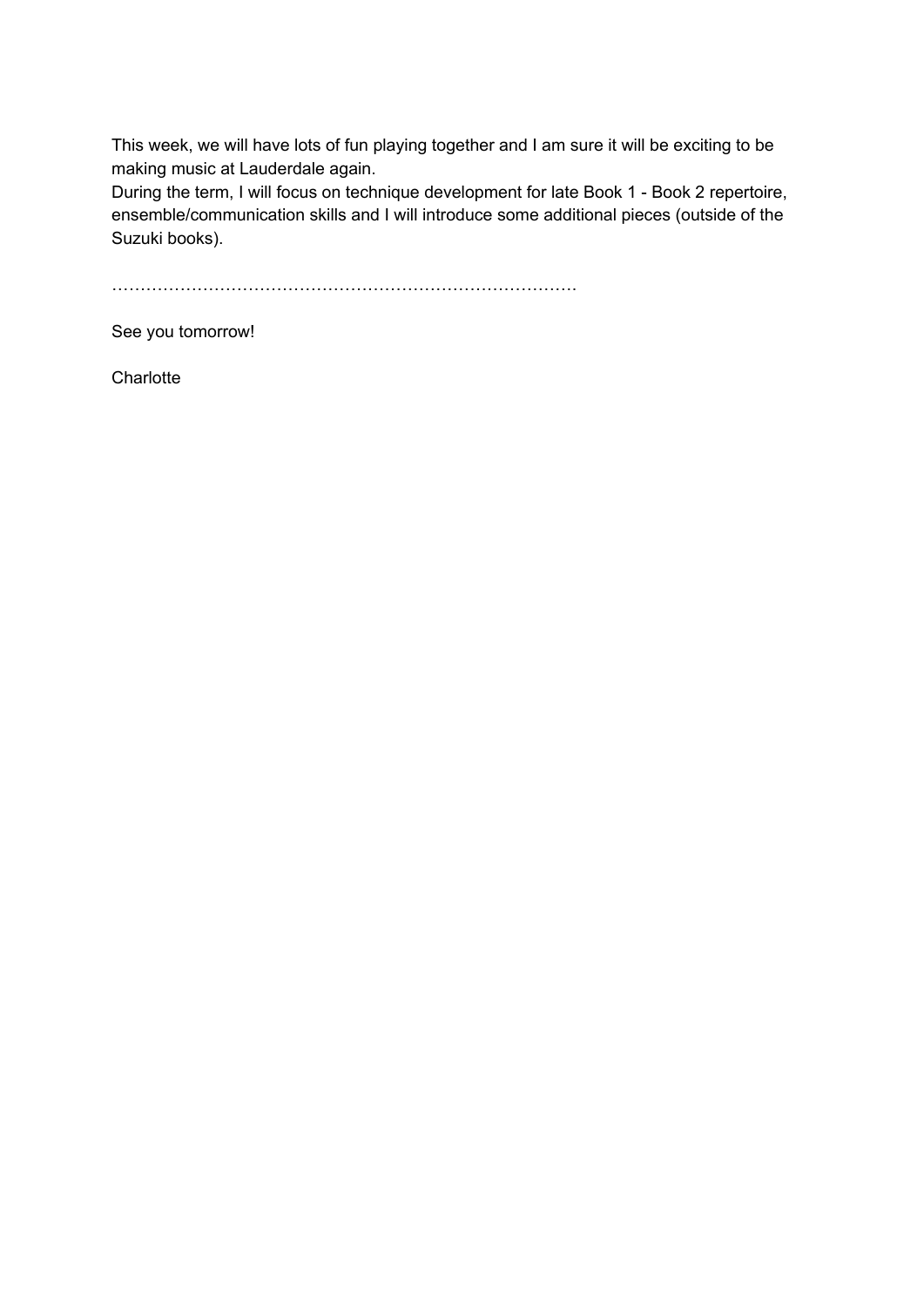This week, we will have lots of fun playing together and I am sure it will be exciting to be making music at Lauderdale again.
During the term, I will focus on technique development for late Book 1 - Book 2 repertoire, ensemble/communication skills and I will introduce some additional pieces (outside of the Suzuki books).

…………………………………………………………………………

See you tomorrow!

Charlotte